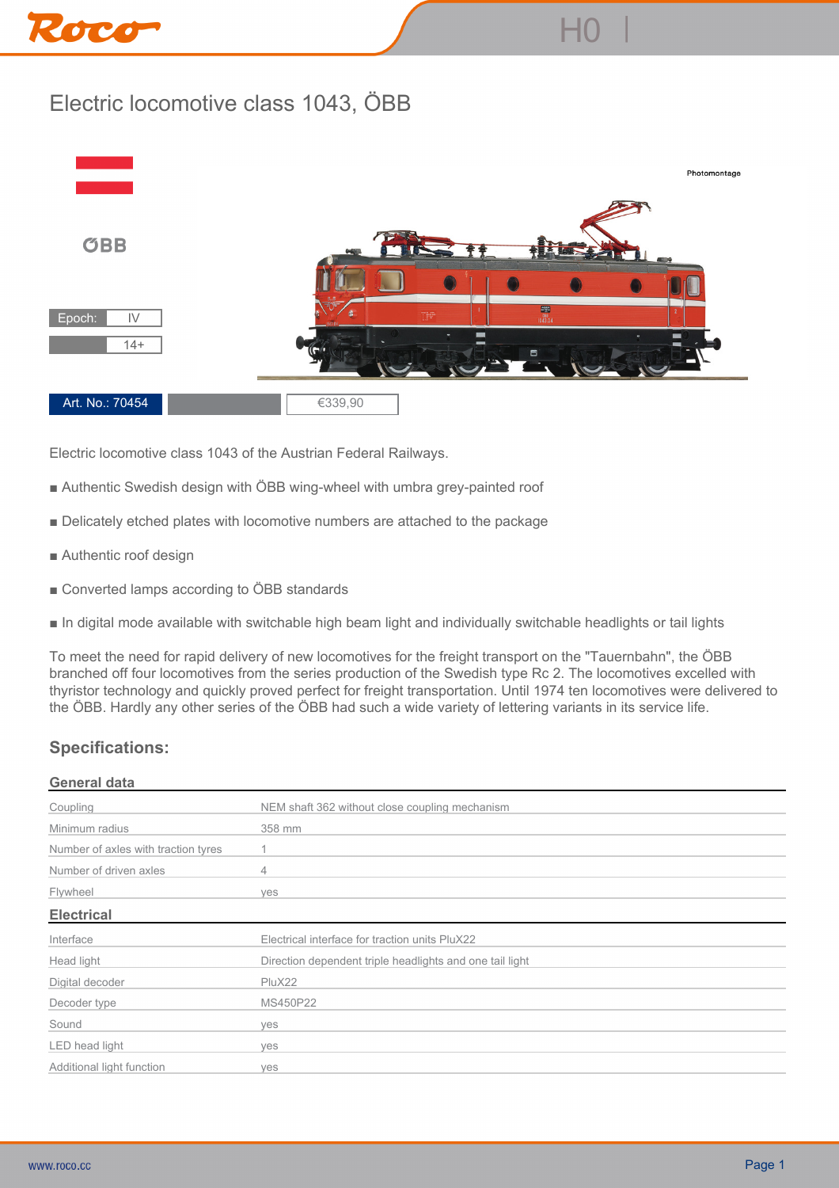# Electric locomotive class 1043, ÖBB

ÖBB

| Epoch: | IV |
|---|---|
| | 14+ |

Art. No.: 70454

€339,90

Electric locomotive class 1043 of the Austrian Federal Railways.

- Authentic Swedish design with ÖBB wing-wheel with umbra grey-painted roof
- Delicately etched plates with locomotive numbers are attached to the package
- Authentic roof design
- Converted lamps according to ÖBB standards
- In digital mode available with switchable high beam light and individually switchable headlights or tail lights

To meet the need for rapid delivery of new locomotives for the freight transport on the "Tauernbahn", the ÖBB branched off four locomotives from the series production of the Swedish type Rc 2. The locomotives excelled with thyristor technology and quickly proved perfect for freight transportation. Until 1974 ten locomotives were delivered to the ÖBB. Hardly any other series of the ÖBB had such a wide variety of lettering variants in its service life.

## Specifications:

### General data

| | |
|---|---|
| Coupling | NEM shaft 362 without close coupling mechanism |
| Minimum radius | 358 mm |
| Number of axles with traction tyres | 1 |
| Number of driven axles | 4 |
| Flywheel | yes |

### Electrical

| | |
|---|---|
| Interface | Electrical interface for traction units PluX22 |
| Head light | Direction dependent triple headlights and one tail light |
| Digital decoder | PluX22 |
| Decoder type | MS450P22 |
| Sound | yes |
| LED head light | yes |
| Additional light function | yes |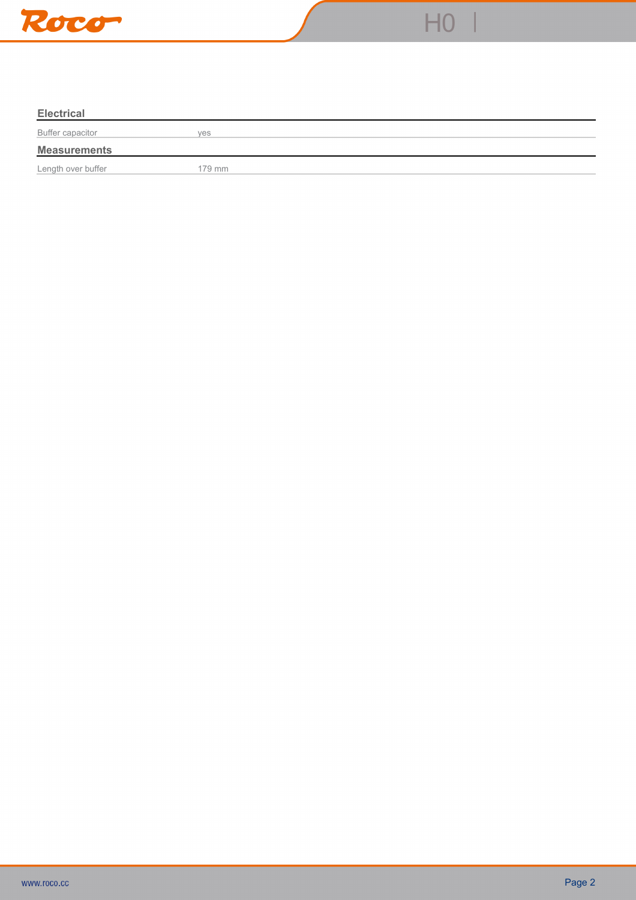## Electrical

| | |
|---|---|
| Buffer capacitor | yes |

## Measurements

| | |
|---|---|
| Length over buffer | 179 mm |